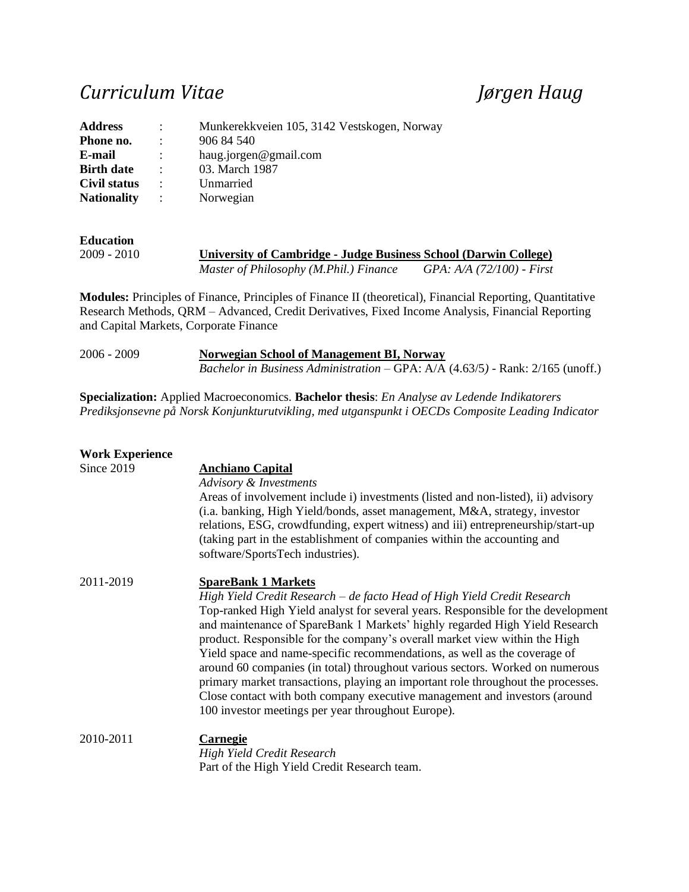# *Curriculum Vitae* *Jørgen Haug*

| | | |
|---|---|---|
| **Address** | : | Munkerekkveien 105, 3142 Vestskogen, Norway |
| **Phone no.** | : | 906 84 540 |
| **E-mail** | : | haug.jorgen@gmail.com |
| **Birth date** | : | 03. March 1987 |
| **Civil status** | : | Unmarried |
| **Nationality** | : | Norwegian |

## Education

2009 - 2010 **University of Cambridge - Judge Business School (Darwin College)**
*Master of Philosophy (M.Phil.) Finance* *GPA: A/A (72/100) - First*

**Modules:** Principles of Finance, Principles of Finance II (theoretical), Financial Reporting, Quantitative Research Methods, QRM – Advanced, Credit Derivatives, Fixed Income Analysis, Financial Reporting and Capital Markets, Corporate Finance

2006 - 2009 **Norwegian School of Management BI, Norway**
*Bachelor in Business Administration* – GPA: A/A (4.63/5) - Rank: 2/165 (unoff.)

**Specialization:** Applied Macroeconomics. **Bachelor thesis**: *En Analyse av Ledende Indikatorers Prediksjonsevne på Norsk Konjunkturutvikling, med utganspunkt i OECDs Composite Leading Indicator*

## Work Experience

Since 2019 **Anchiano Capital**
*Advisory & Investments*
Areas of involvement include i) investments (listed and non-listed), ii) advisory (i.a. banking, High Yield/bonds, asset management, M&A, strategy, investor relations, ESG, crowdfunding, expert witness) and iii) entrepreneurship/start-up (taking part in the establishment of companies within the accounting and software/SportsTech industries).

2011-2019 **SpareBank 1 Markets**
*High Yield Credit Research – de facto Head of High Yield Credit Research*
Top-ranked High Yield analyst for several years. Responsible for the development and maintenance of SpareBank 1 Markets' highly regarded High Yield Research product. Responsible for the company's overall market view within the High Yield space and name-specific recommendations, as well as the coverage of around 60 companies (in total) throughout various sectors. Worked on numerous primary market transactions, playing an important role throughout the processes. Close contact with both company executive management and investors (around 100 investor meetings per year throughout Europe).

2010-2011 **Carnegie**
*High Yield Credit Research*
Part of the High Yield Credit Research team.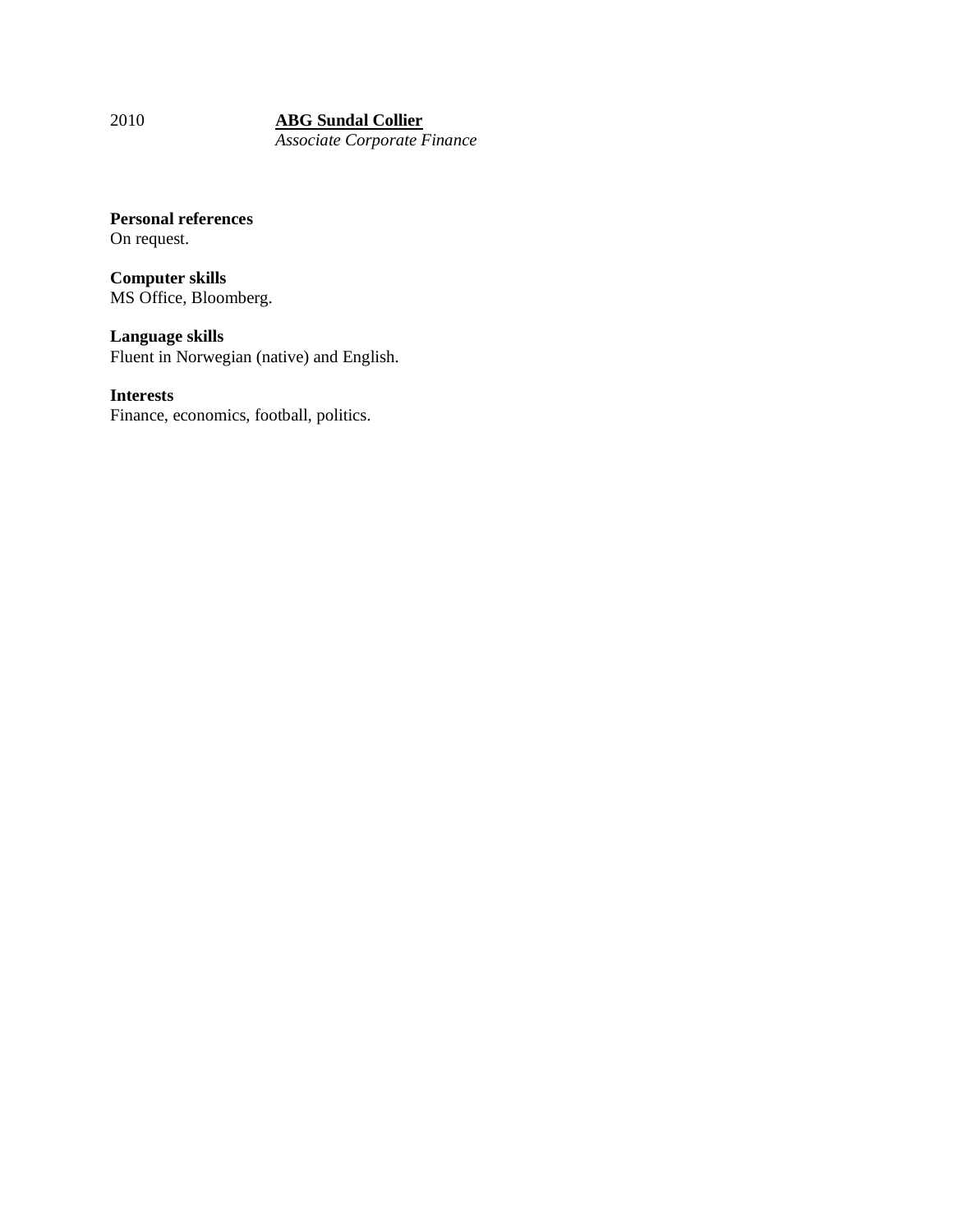2010 **ABG Sundal Collier**
*Associate Corporate Finance*

**Personal references**
On request.

**Computer skills**
MS Office, Bloomberg.

**Language skills**
Fluent in Norwegian (native) and English.

**Interests**
Finance, economics, football, politics.